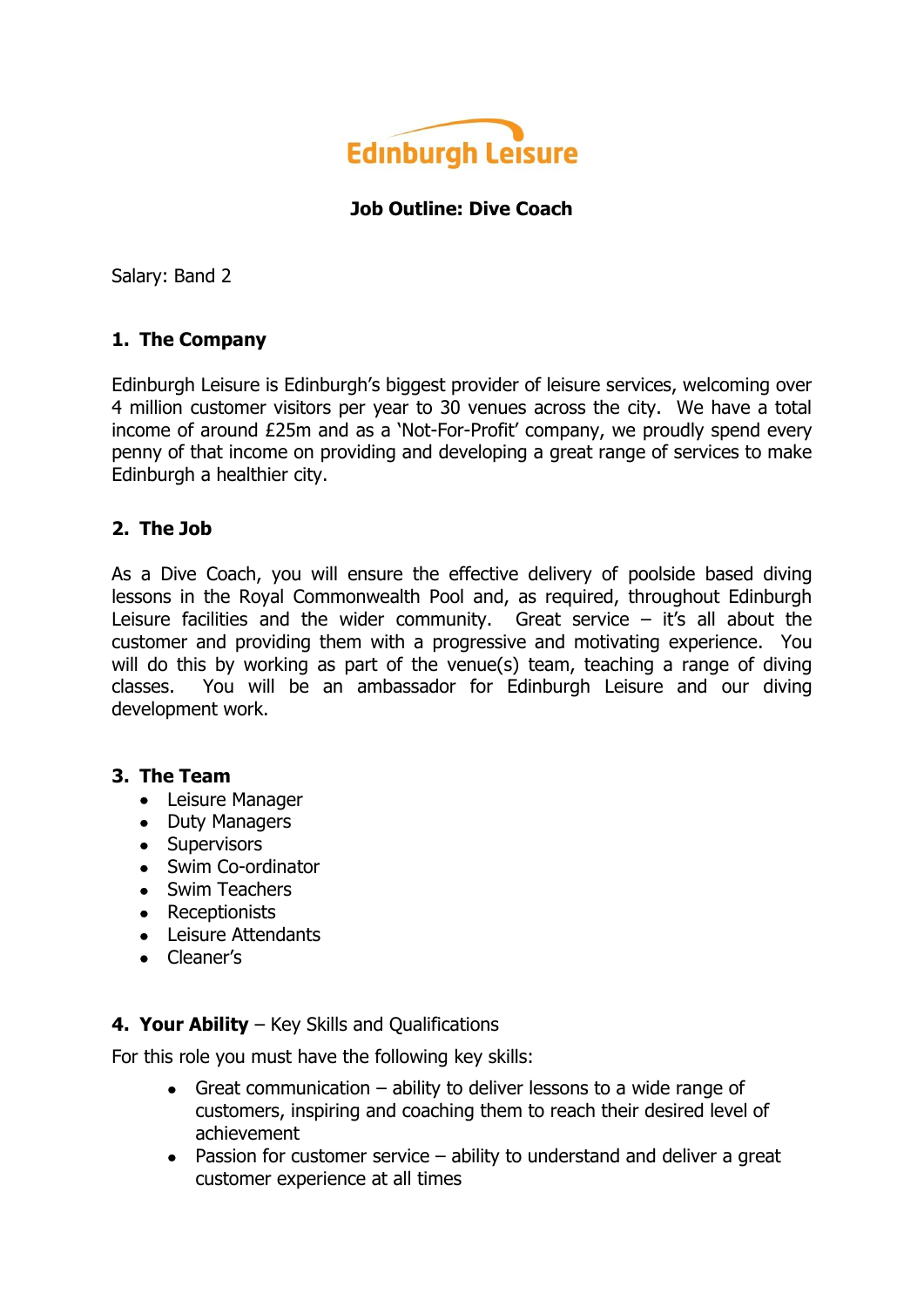Edinburgh Leisure

# Job Outline: Dive Coach

Salary: Band 2

## 1. The Company

Edinburgh Leisure is Edinburgh's biggest provider of leisure services, welcoming over 4 million customer visitors per year to 30 venues across the city. We have a total income of around £25m and as a 'Not-For-Profit' company, we proudly spend every penny of that income on providing and developing a great range of services to make Edinburgh a healthier city.

## 2. The Job

As a Dive Coach, you will ensure the effective delivery of poolside based diving lessons in the Royal Commonwealth Pool and, as required, throughout Edinburgh Leisure facilities and the wider community. Great service – it's all about the customer and providing them with a progressive and motivating experience. You will do this by working as part of the venue(s) team, teaching a range of diving classes. You will be an ambassador for Edinburgh Leisure and our diving development work.

## 3. The Team

- Leisure Manager
- Duty Managers
- Supervisors
- Swim Co-ordinator
- Swim Teachers
- Receptionists
- Leisure Attendants
- Cleaner's

## 4. Your Ability – Key Skills and Qualifications

For this role you must have the following key skills:

- Great communication – ability to deliver lessons to a wide range of customers, inspiring and coaching them to reach their desired level of achievement
- Passion for customer service – ability to understand and deliver a great customer experience at all times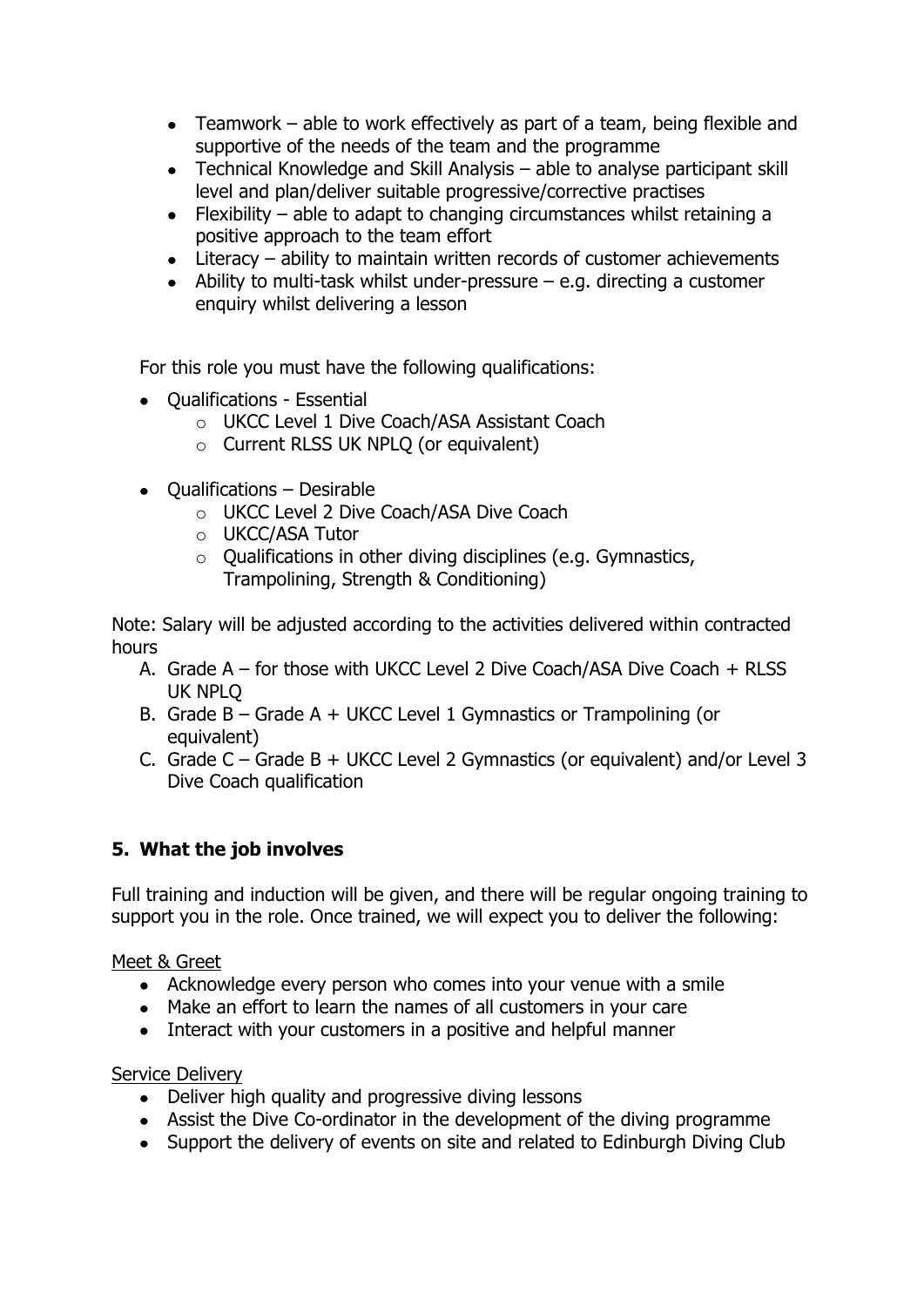- Teamwork – able to work effectively as part of a team, being flexible and supportive of the needs of the team and the programme
- Technical Knowledge and Skill Analysis – able to analyse participant skill level and plan/deliver suitable progressive/corrective practises
- Flexibility – able to adapt to changing circumstances whilst retaining a positive approach to the team effort
- Literacy – ability to maintain written records of customer achievements
- Ability to multi-task whilst under-pressure – e.g. directing a customer enquiry whilst delivering a lesson

For this role you must have the following qualifications:

- Qualifications - Essential
  - UKCC Level 1 Dive Coach/ASA Assistant Coach
  - Current RLSS UK NPLQ (or equivalent)

- Qualifications – Desirable
  - UKCC Level 2 Dive Coach/ASA Dive Coach
  - UKCC/ASA Tutor
  - Qualifications in other diving disciplines (e.g. Gymnastics, Trampolining, Strength & Conditioning)

Note: Salary will be adjusted according to the activities delivered within contracted hours

A. Grade A – for those with UKCC Level 2 Dive Coach/ASA Dive Coach + RLSS UK NPLQ
B. Grade B – Grade A + UKCC Level 1 Gymnastics or Trampolining (or equivalent)
C. Grade C – Grade B + UKCC Level 2 Gymnastics (or equivalent) and/or Level 3 Dive Coach qualification

## 5. What the job involves

Full training and induction will be given, and there will be regular ongoing training to support you in the role. Once trained, we will expect you to deliver the following:

Meet & Greet

- Acknowledge every person who comes into your venue with a smile
- Make an effort to learn the names of all customers in your care
- Interact with your customers in a positive and helpful manner

Service Delivery

- Deliver high quality and progressive diving lessons
- Assist the Dive Co-ordinator in the development of the diving programme
- Support the delivery of events on site and related to Edinburgh Diving Club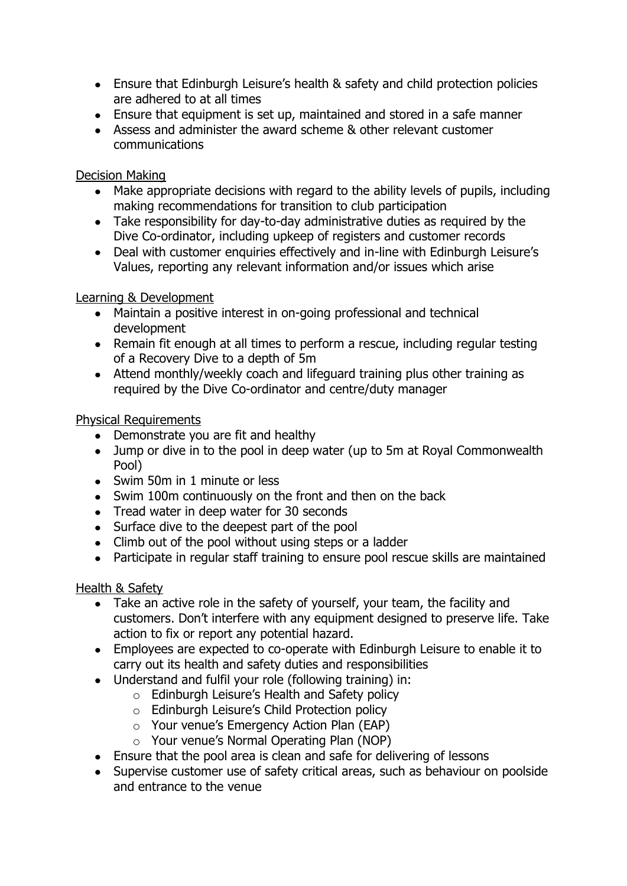- Ensure that Edinburgh Leisure's health & safety and child protection policies are adhered to at all times
- Ensure that equipment is set up, maintained and stored in a safe manner
- Assess and administer the award scheme & other relevant customer communications

Decision Making

- Make appropriate decisions with regard to the ability levels of pupils, including making recommendations for transition to club participation
- Take responsibility for day-to-day administrative duties as required by the Dive Co-ordinator, including upkeep of registers and customer records
- Deal with customer enquiries effectively and in-line with Edinburgh Leisure's Values, reporting any relevant information and/or issues which arise

Learning & Development

- Maintain a positive interest in on-going professional and technical development
- Remain fit enough at all times to perform a rescue, including regular testing of a Recovery Dive to a depth of 5m
- Attend monthly/weekly coach and lifeguard training plus other training as required by the Dive Co-ordinator and centre/duty manager

Physical Requirements

- Demonstrate you are fit and healthy
- Jump or dive in to the pool in deep water (up to 5m at Royal Commonwealth Pool)
- Swim 50m in 1 minute or less
- Swim 100m continuously on the front and then on the back
- Tread water in deep water for 30 seconds
- Surface dive to the deepest part of the pool
- Climb out of the pool without using steps or a ladder
- Participate in regular staff training to ensure pool rescue skills are maintained

Health & Safety

- Take an active role in the safety of yourself, your team, the facility and customers. Don't interfere with any equipment designed to preserve life. Take action to fix or report any potential hazard.
- Employees are expected to co-operate with Edinburgh Leisure to enable it to carry out its health and safety duties and responsibilities
- Understand and fulfil your role (following training) in:
  - Edinburgh Leisure's Health and Safety policy
  - Edinburgh Leisure's Child Protection policy
  - Your venue's Emergency Action Plan (EAP)
  - Your venue's Normal Operating Plan (NOP)
- Ensure that the pool area is clean and safe for delivering of lessons
- Supervise customer use of safety critical areas, such as behaviour on poolside and entrance to the venue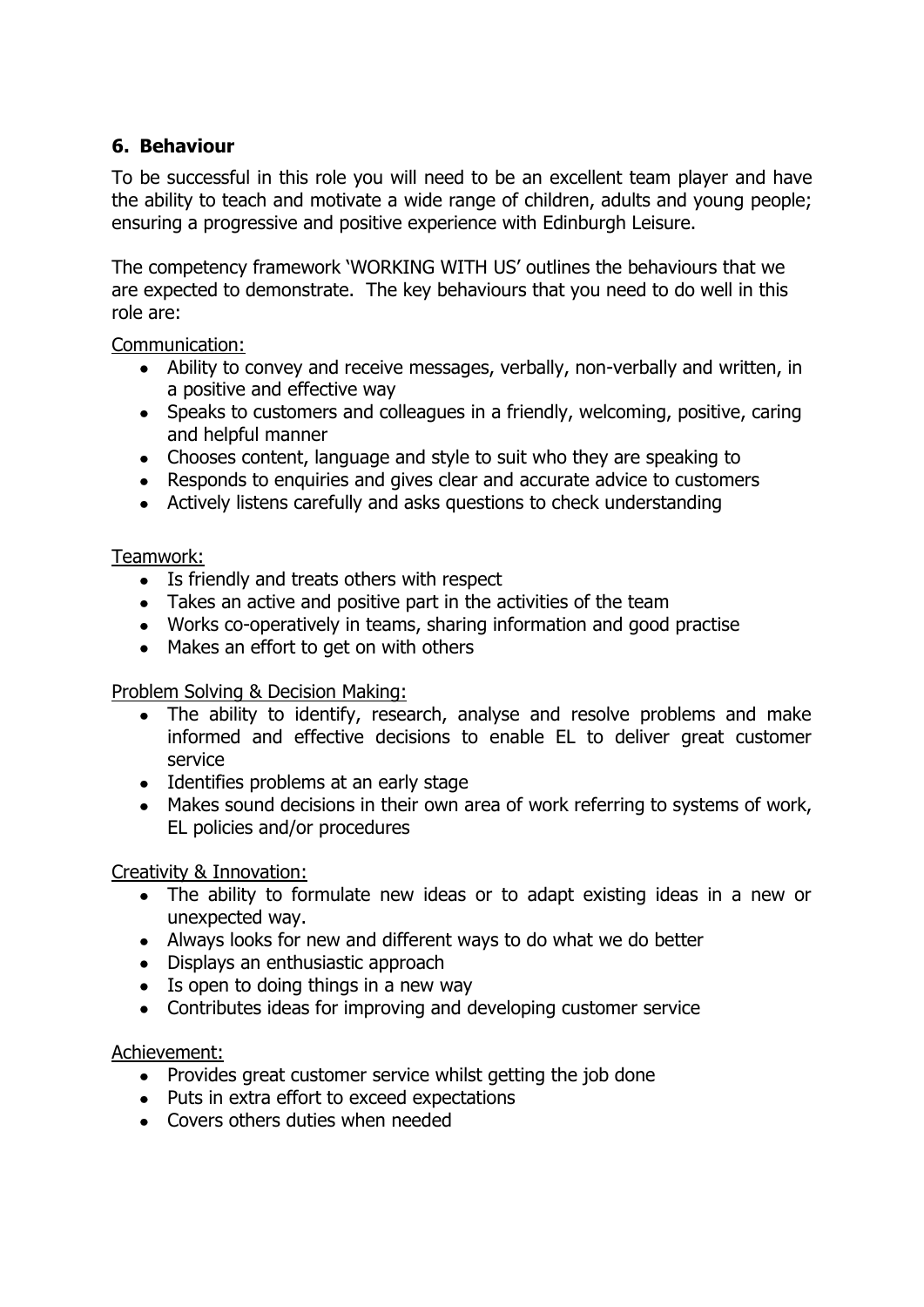## 6. Behaviour

To be successful in this role you will need to be an excellent team player and have the ability to teach and motivate a wide range of children, adults and young people; ensuring a progressive and positive experience with Edinburgh Leisure.

The competency framework 'WORKING WITH US' outlines the behaviours that we are expected to demonstrate. The key behaviours that you need to do well in this role are:

<u>Communication:</u>

- Ability to convey and receive messages, verbally, non-verbally and written, in a positive and effective way
- Speaks to customers and colleagues in a friendly, welcoming, positive, caring and helpful manner
- Chooses content, language and style to suit who they are speaking to
- Responds to enquiries and gives clear and accurate advice to customers
- Actively listens carefully and asks questions to check understanding

<u>Teamwork:</u>

- Is friendly and treats others with respect
- Takes an active and positive part in the activities of the team
- Works co-operatively in teams, sharing information and good practise
- Makes an effort to get on with others

<u>Problem Solving & Decision Making:</u>

- The ability to identify, research, analyse and resolve problems and make informed and effective decisions to enable EL to deliver great customer service
- Identifies problems at an early stage
- Makes sound decisions in their own area of work referring to systems of work, EL policies and/or procedures

<u>Creativity & Innovation:</u>

- The ability to formulate new ideas or to adapt existing ideas in a new or unexpected way.
- Always looks for new and different ways to do what we do better
- Displays an enthusiastic approach
- Is open to doing things in a new way
- Contributes ideas for improving and developing customer service

<u>Achievement:</u>

- Provides great customer service whilst getting the job done
- Puts in extra effort to exceed expectations
- Covers others duties when needed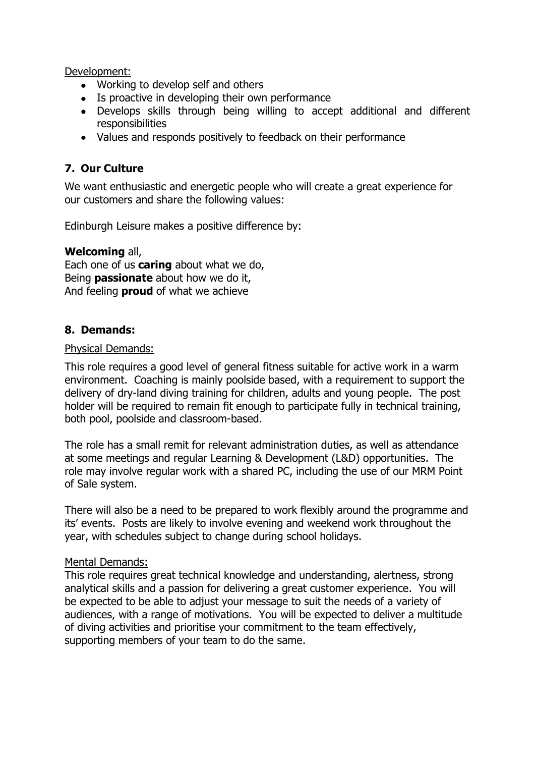Development:

- Working to develop self and others
- Is proactive in developing their own performance
- Develops skills through being willing to accept additional and different responsibilities
- Values and responds positively to feedback on their performance

## 7. Our Culture

We want enthusiastic and energetic people who will create a great experience for our customers and share the following values:

Edinburgh Leisure makes a positive difference by:

**Welcoming** all,
Each one of us **caring** about what we do,
Being **passionate** about how we do it,
And feeling **proud** of what we achieve

## 8. Demands:

Physical Demands:

This role requires a good level of general fitness suitable for active work in a warm environment. Coaching is mainly poolside based, with a requirement to support the delivery of dry-land diving training for children, adults and young people. The post holder will be required to remain fit enough to participate fully in technical training, both pool, poolside and classroom-based.

The role has a small remit for relevant administration duties, as well as attendance at some meetings and regular Learning & Development (L&D) opportunities. The role may involve regular work with a shared PC, including the use of our MRM Point of Sale system.

There will also be a need to be prepared to work flexibly around the programme and its' events. Posts are likely to involve evening and weekend work throughout the year, with schedules subject to change during school holidays.

Mental Demands:

This role requires great technical knowledge and understanding, alertness, strong analytical skills and a passion for delivering a great customer experience. You will be expected to be able to adjust your message to suit the needs of a variety of audiences, with a range of motivations. You will be expected to deliver a multitude of diving activities and prioritise your commitment to the team effectively, supporting members of your team to do the same.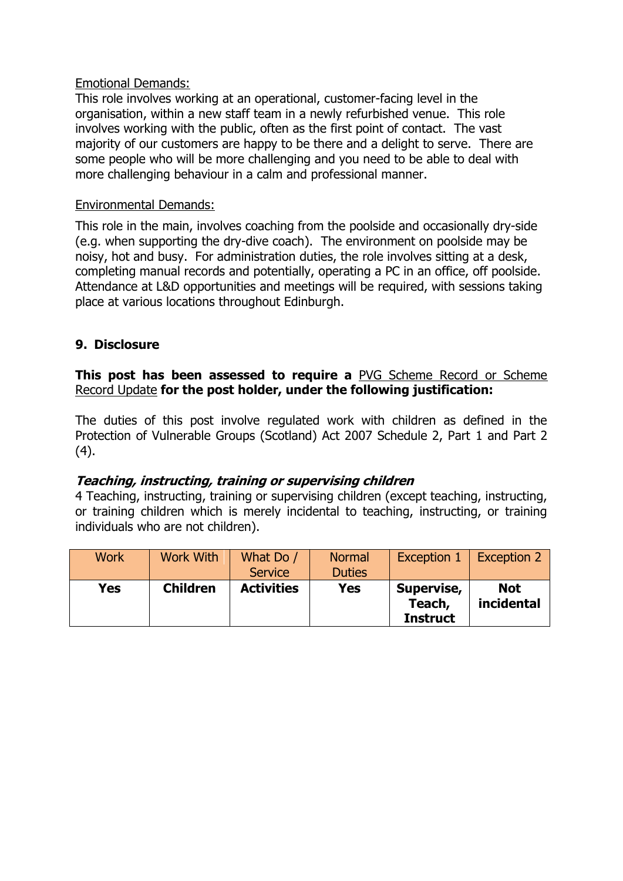<u>Emotional Demands:</u>
This role involves working at an operational, customer-facing level in the organisation, within a new staff team in a newly refurbished venue. This role involves working with the public, often as the first point of contact. The vast majority of our customers are happy to be there and a delight to serve. There are some people who will be more challenging and you need to be able to deal with more challenging behaviour in a calm and professional manner.

<u>Environmental Demands:</u>

This role in the main, involves coaching from the poolside and occasionally dry-side (e.g. when supporting the dry-dive coach). The environment on poolside may be noisy, hot and busy. For administration duties, the role involves sitting at a desk, completing manual records and potentially, operating a PC in an office, off poolside. Attendance at L&D opportunities and meetings will be required, with sessions taking place at various locations throughout Edinburgh.

## 9. Disclosure

**This post has been assessed to require a** <u>PVG Scheme Record or Scheme Record Update</u> **for the post holder, under the following justification:**

The duties of this post involve regulated work with children as defined in the Protection of Vulnerable Groups (Scotland) Act 2007 Schedule 2, Part 1 and Part 2 (4).

***Teaching, instructing, training or supervising children***

4 Teaching, instructing, training or supervising children (except teaching, instructing, or training children which is merely incidental to teaching, instructing, or training individuals who are not children).

| Work | Work With | What Do / Service | Normal Duties | Exception 1 | Exception 2 |
|---|---|---|---|---|---|
| **Yes** | **Children** | **Activities** | **Yes** | **Supervise, Teach, Instruct** | **Not incidental** |